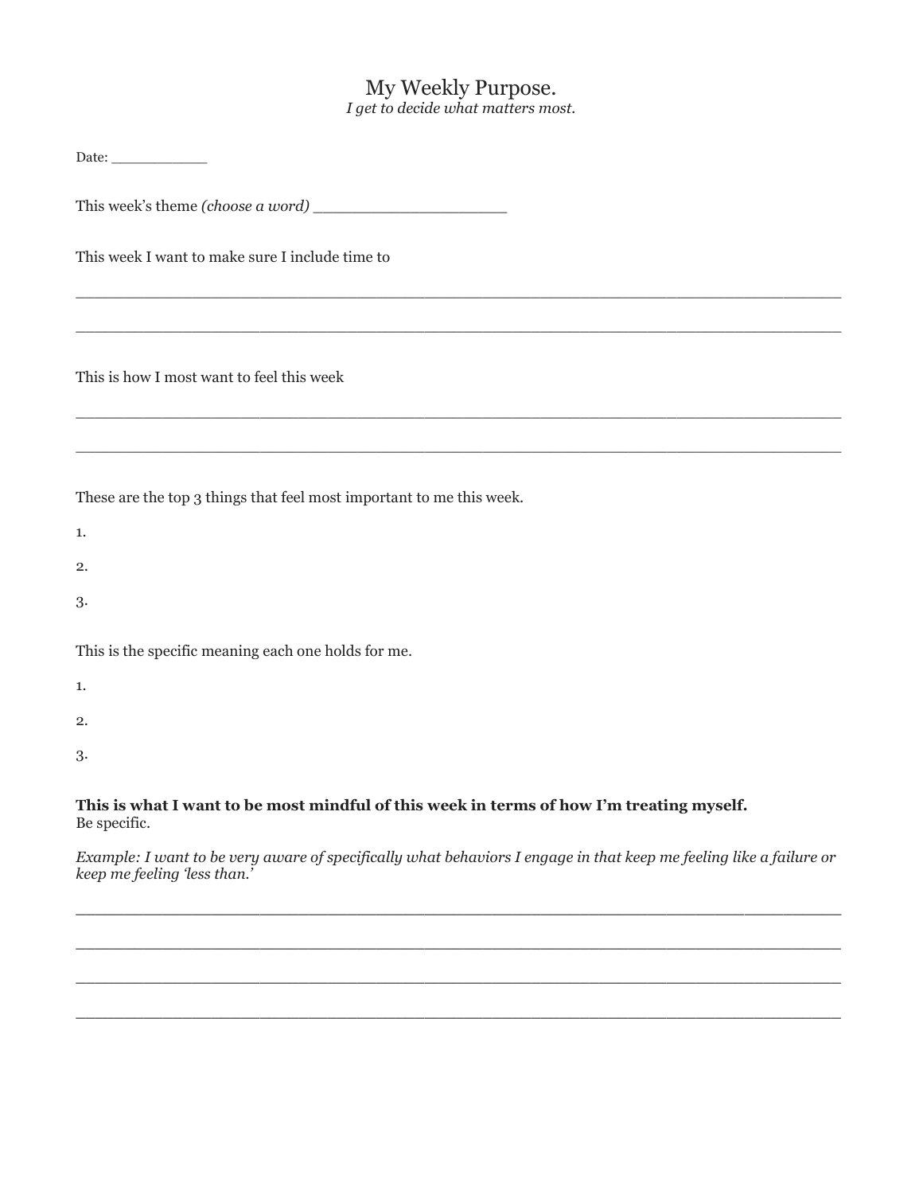# My Weekly Purpose.

*I get to decide what matters most.*

Date: ___________

This week's theme *(choose a word)* ____________________

This week I want to make sure I include time to

______________________________________________________________________________

______________________________________________________________________________

This is how I most want to feel this week

______________________________________________________________________________

______________________________________________________________________________

These are the top 3 things that feel most important to me this week.

1.

2.

3.

This is the specific meaning each one holds for me.

1.

2.

3.

**This is what I want to be most mindful of this week in terms of how I'm treating myself.**
Be specific.

*Example: I want to be very aware of specifically what behaviors I engage in that keep me feeling like a failure or keep me feeling 'less than.'*

______________________________________________________________________________

______________________________________________________________________________

______________________________________________________________________________

______________________________________________________________________________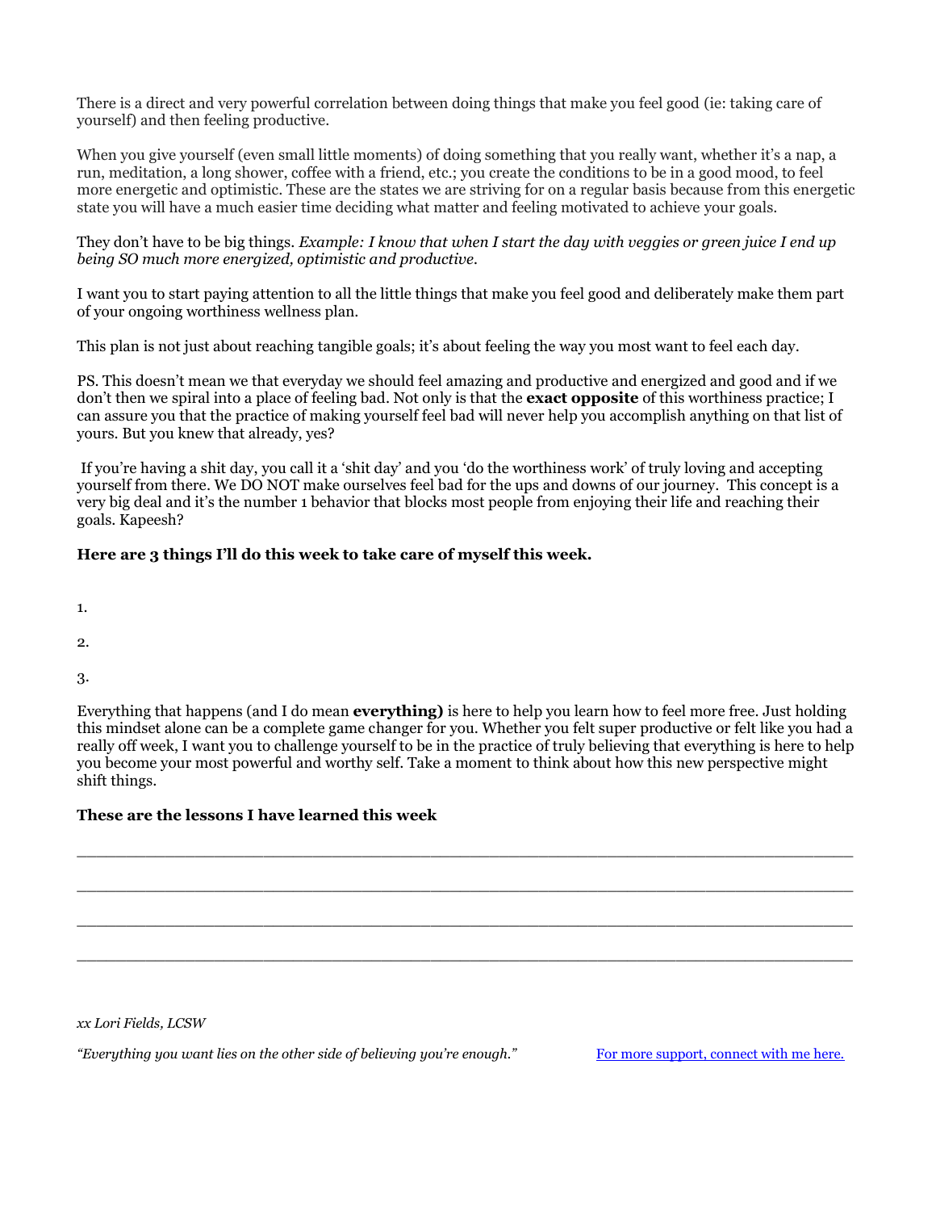There is a direct and very powerful correlation between doing things that make you feel good (ie: taking care of yourself) and then feeling productive.

When you give yourself (even small little moments) of doing something that you really want, whether it's a nap, a run, meditation, a long shower, coffee with a friend, etc.; you create the conditions to be in a good mood, to feel more energetic and optimistic. These are the states we are striving for on a regular basis because from this energetic state you will have a much easier time deciding what matter and feeling motivated to achieve your goals.

They don't have to be big things. *Example: I know that when I start the day with veggies or green juice I end up being SO much more energized, optimistic and productive.*

I want you to start paying attention to all the little things that make you feel good and deliberately make them part of your ongoing worthiness wellness plan.

This plan is not just about reaching tangible goals; it's about feeling the way you most want to feel each day.

PS. This doesn't mean we that everyday we should feel amazing and productive and energized and good and if we don't then we spiral into a place of feeling bad. Not only is that the **exact opposite** of this worthiness practice; I can assure you that the practice of making yourself feel bad will never help you accomplish anything on that list of yours. But you knew that already, yes?

If you're having a shit day, you call it a 'shit day' and you 'do the worthiness work' of truly loving and accepting yourself from there. We DO NOT make ourselves feel bad for the ups and downs of our journey. This concept is a very big deal and it's the number 1 behavior that blocks most people from enjoying their life and reaching their goals. Kapeesh?

**Here are 3 things I'll do this week to take care of myself this week.**

1.

2.

3.

Everything that happens (and I do mean **everything)** is here to help you learn how to feel more free. Just holding this mindset alone can be a complete game changer for you. Whether you felt super productive or felt like you had a really off week, I want you to challenge yourself to be in the practice of truly believing that everything is here to help you become your most powerful and worthy self. Take a moment to think about how this new perspective might shift things.

**These are the lessons I have learned this week**

_______________________________________________________________________________

_______________________________________________________________________________

_______________________________________________________________________________

_______________________________________________________________________________

*xx Lori Fields, LCSW*

*"Everything you want lies on the other side of believing you're enough."*

For more support, connect with me here.